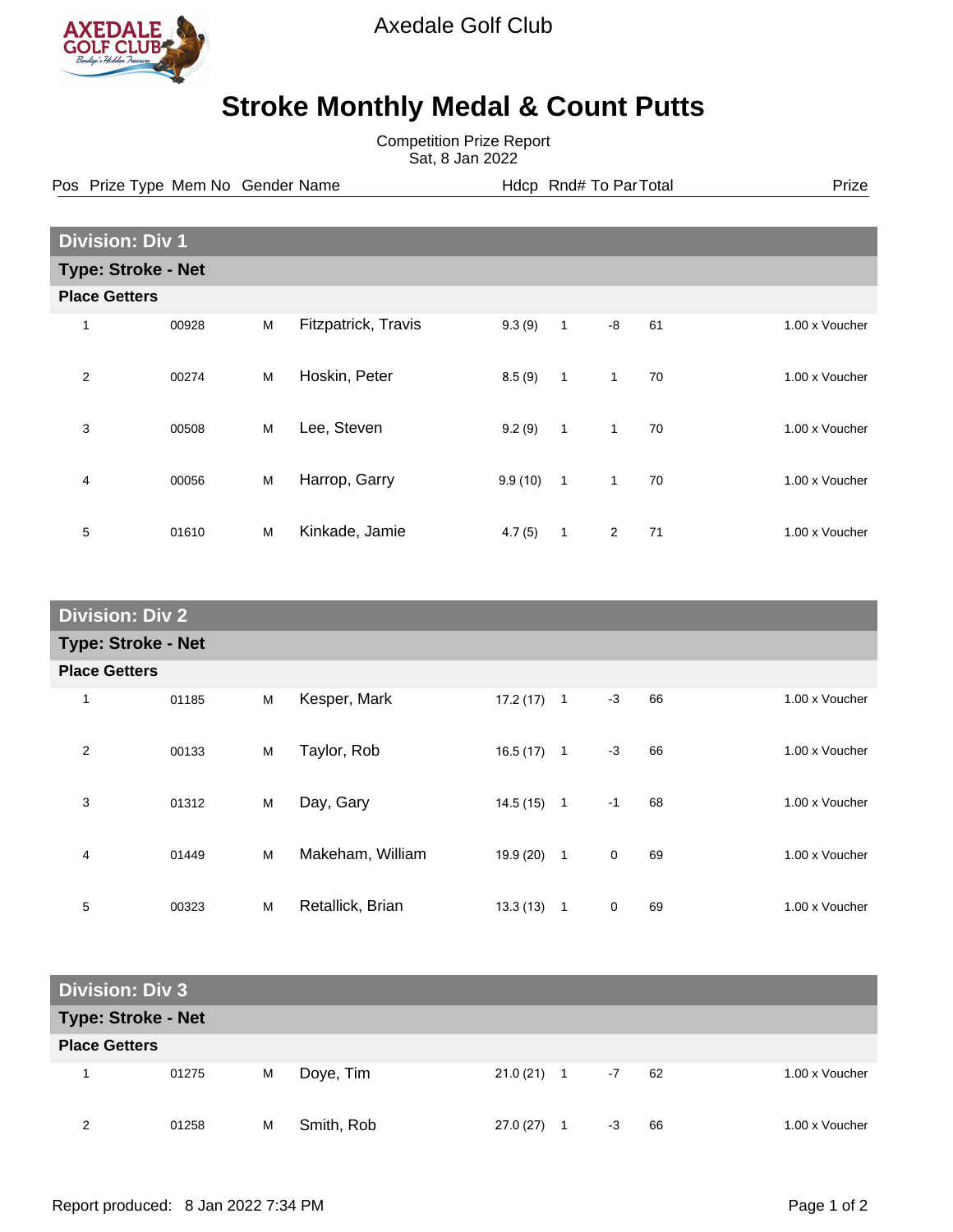Axedale Golf Club

# Stroke Monthly Medal & Count Putts

Competition Prize Report
Sat, 8 Jan 2022

## Division: Div 1

### Type: Stroke - Net

**Place Getters**

| Pos | Prize Type | Mem No | Gender | Name | Hdcp | Rnd# | To Par | Total | Prize |
|---|---|---|---|---|---|---|---|---|---|
| 1 | | 00928 | M | Fitzpatrick, Travis | 9.3 (9) | 1 | -8 | 61 | 1.00 x Voucher |
| 2 | | 00274 | M | Hoskin, Peter | 8.5 (9) | 1 | 1 | 70 | 1.00 x Voucher |
| 3 | | 00508 | M | Lee, Steven | 9.2 (9) | 1 | 1 | 70 | 1.00 x Voucher |
| 4 | | 00056 | M | Harrop, Garry | 9.9 (10) | 1 | 1 | 70 | 1.00 x Voucher |
| 5 | | 01610 | M | Kinkade, Jamie | 4.7 (5) | 1 | 2 | 71 | 1.00 x Voucher |

## Division: Div 2

### Type: Stroke - Net

**Place Getters**

| Pos | Prize Type | Mem No | Gender | Name | Hdcp | Rnd# | To Par | Total | Prize |
|---|---|---|---|---|---|---|---|---|---|
| 1 | | 01185 | M | Kesper, Mark | 17.2 (17) | 1 | -3 | 66 | 1.00 x Voucher |
| 2 | | 00133 | M | Taylor, Rob | 16.5 (17) | 1 | -3 | 66 | 1.00 x Voucher |
| 3 | | 01312 | M | Day, Gary | 14.5 (15) | 1 | -1 | 68 | 1.00 x Voucher |
| 4 | | 01449 | M | Makeham, William | 19.9 (20) | 1 | 0 | 69 | 1.00 x Voucher |
| 5 | | 00323 | M | Retallick, Brian | 13.3 (13) | 1 | 0 | 69 | 1.00 x Voucher |

## Division: Div 3

### Type: Stroke - Net

**Place Getters**

| Pos | Prize Type | Mem No | Gender | Name | Hdcp | Rnd# | To Par | Total | Prize |
|---|---|---|---|---|---|---|---|---|---|
| 1 | | 01275 | M | Doye, Tim | 21.0 (21) | 1 | -7 | 62 | 1.00 x Voucher |
| 2 | | 01258 | M | Smith, Rob | 27.0 (27) | 1 | -3 | 66 | 1.00 x Voucher |

Report produced: 8 Jan 2022 7:34 PM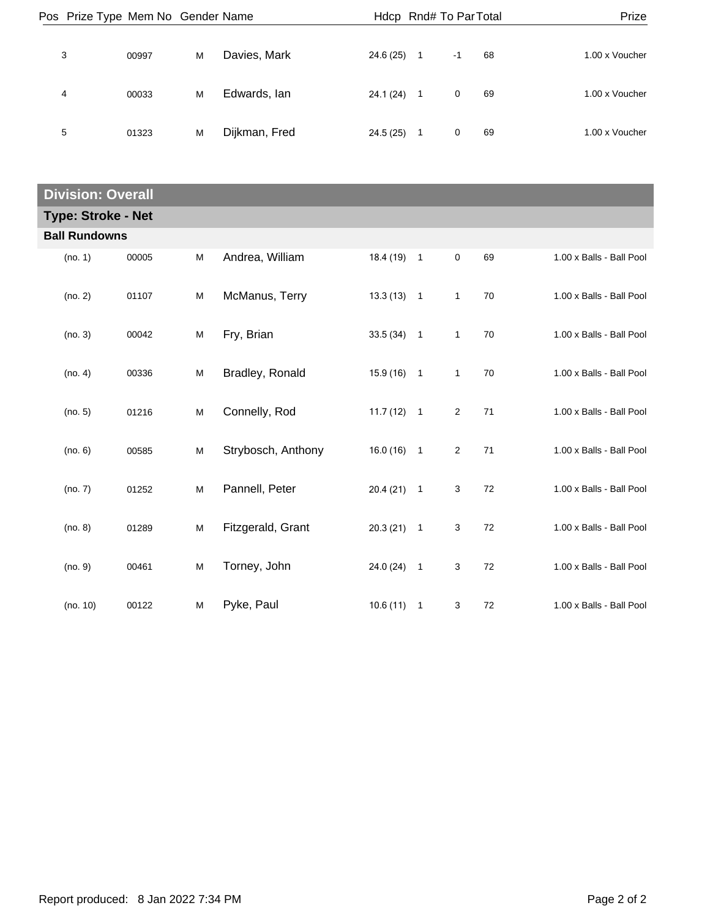| Pos | Prize Type | Mem No | Gender | Name | Hdcp | Rnd# | To Par | Total | Prize |
|---|---|---|---|---|---|---|---|---|---|
| 3 | | 00997 | M | Davies, Mark | 24.6 (25) | 1 | -1 | 68 | 1.00 x Voucher |
| 4 | | 00033 | M | Edwards, Ian | 24.1 (24) | 1 | 0 | 69 | 1.00 x Voucher |
| 5 | | 01323 | M | Dijkman, Fred | 24.5 (25) | 1 | 0 | 69 | 1.00 x Voucher |

## Division: Overall

### Type: Stroke - Net

**Ball Rundowns**

| Pos | Mem No | Gender | Name | Hdcp | Rnd# | To Par | Total | Prize |
|---|---|---|---|---|---|---|---|---|
| (no. 1) | 00005 | M | Andrea, William | 18.4 (19) | 1 | 0 | 69 | 1.00 x Balls - Ball Pool |
| (no. 2) | 01107 | M | McManus, Terry | 13.3 (13) | 1 | 1 | 70 | 1.00 x Balls - Ball Pool |
| (no. 3) | 00042 | M | Fry, Brian | 33.5 (34) | 1 | 1 | 70 | 1.00 x Balls - Ball Pool |
| (no. 4) | 00336 | M | Bradley, Ronald | 15.9 (16) | 1 | 1 | 70 | 1.00 x Balls - Ball Pool |
| (no. 5) | 01216 | M | Connelly, Rod | 11.7 (12) | 1 | 2 | 71 | 1.00 x Balls - Ball Pool |
| (no. 6) | 00585 | M | Strybosch, Anthony | 16.0 (16) | 1 | 2 | 71 | 1.00 x Balls - Ball Pool |
| (no. 7) | 01252 | M | Pannell, Peter | 20.4 (21) | 1 | 3 | 72 | 1.00 x Balls - Ball Pool |
| (no. 8) | 01289 | M | Fitzgerald, Grant | 20.3 (21) | 1 | 3 | 72 | 1.00 x Balls - Ball Pool |
| (no. 9) | 00461 | M | Torney, John | 24.0 (24) | 1 | 3 | 72 | 1.00 x Balls - Ball Pool |
| (no. 10) | 00122 | M | Pyke, Paul | 10.6 (11) | 1 | 3 | 72 | 1.00 x Balls - Ball Pool |

Report produced: 8 Jan 2022 7:34 PM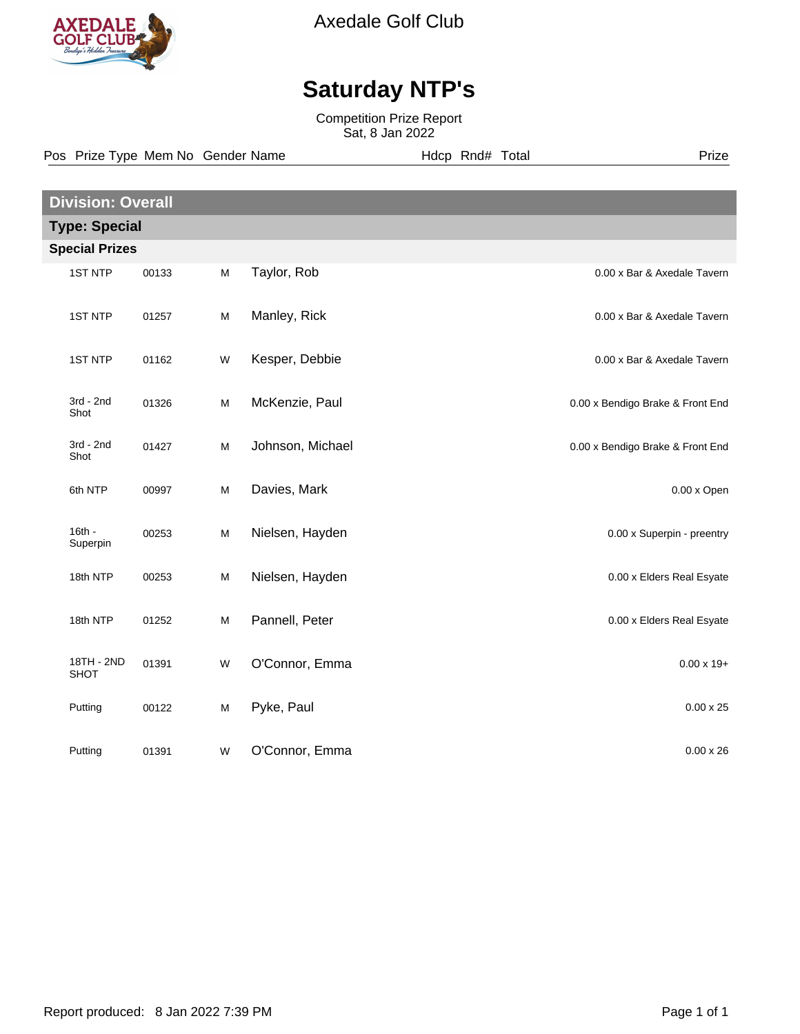Axedale Golf Club

# Saturday NTP's

Competition Prize Report
Sat, 8 Jan 2022

## Division: Overall

### Type: Special

#### Special Prizes

| Pos | Prize Type | Mem No | Gender | Name | Hdcp | Rnd# | Total | Prize |
|---|---|---|---|---|---|---|---|---|
| | 1ST NTP | 00133 | M | Taylor, Rob | | | | 0.00 x Bar & Axedale Tavern |
| | 1ST NTP | 01257 | M | Manley, Rick | | | | 0.00 x Bar & Axedale Tavern |
| | 1ST NTP | 01162 | W | Kesper, Debbie | | | | 0.00 x Bar & Axedale Tavern |
| | 3rd - 2nd Shot | 01326 | M | McKenzie, Paul | | | | 0.00 x Bendigo Brake & Front End |
| | 3rd - 2nd Shot | 01427 | M | Johnson, Michael | | | | 0.00 x Bendigo Brake & Front End |
| | 6th NTP | 00997 | M | Davies, Mark | | | | 0.00 x Open |
| | 16th - Superpin | 00253 | M | Nielsen, Hayden | | | | 0.00 x Superpin - preentry |
| | 18th NTP | 00253 | M | Nielsen, Hayden | | | | 0.00 x Elders Real Esyate |
| | 18th NTP | 01252 | M | Pannell, Peter | | | | 0.00 x Elders Real Esyate |
| | 18TH - 2ND SHOT | 01391 | W | O'Connor, Emma | | | | 0.00 x 19+ |
| | Putting | 00122 | M | Pyke, Paul | | | | 0.00 x 25 |
| | Putting | 01391 | W | O'Connor, Emma | | | | 0.00 x 26 |

Report produced: 8 Jan 2022 7:39 PM